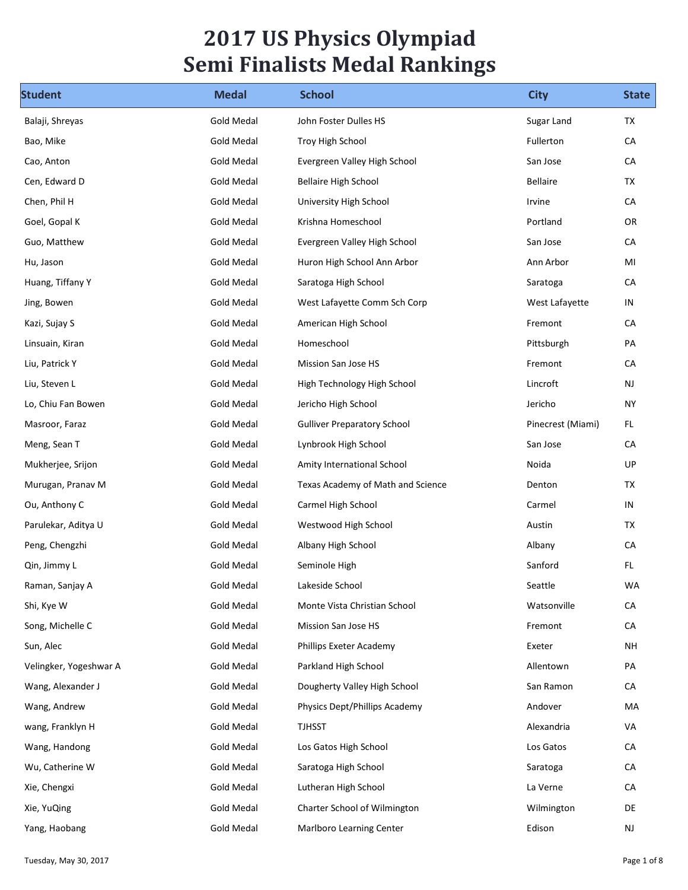# 2017 US Physics Olympiad
# Semi Finalists Medal Rankings

| Student | Medal | School | City | State |
|---|---|---|---|---|
| Balaji, Shreyas | Gold Medal | John Foster Dulles HS | Sugar Land | TX |
| Bao, Mike | Gold Medal | Troy High School | Fullerton | CA |
| Cao, Anton | Gold Medal | Evergreen Valley High School | San Jose | CA |
| Cen, Edward D | Gold Medal | Bellaire High School | Bellaire | TX |
| Chen, Phil H | Gold Medal | University High School | Irvine | CA |
| Goel, Gopal K | Gold Medal | Krishna Homeschool | Portland | OR |
| Guo, Matthew | Gold Medal | Evergreen Valley High School | San Jose | CA |
| Hu, Jason | Gold Medal | Huron High School Ann Arbor | Ann Arbor | MI |
| Huang, Tiffany Y | Gold Medal | Saratoga High School | Saratoga | CA |
| Jing, Bowen | Gold Medal | West Lafayette Comm Sch Corp | West Lafayette | IN |
| Kazi, Sujay S | Gold Medal | American High School | Fremont | CA |
| Linsuain, Kiran | Gold Medal | Homeschool | Pittsburgh | PA |
| Liu, Patrick Y | Gold Medal | Mission San Jose HS | Fremont | CA |
| Liu, Steven L | Gold Medal | High Technology High School | Lincroft | NJ |
| Lo, Chiu Fan Bowen | Gold Medal | Jericho High School | Jericho | NY |
| Masroor, Faraz | Gold Medal | Gulliver Preparatory School | Pinecrest (Miami) | FL |
| Meng, Sean T | Gold Medal | Lynbrook High School | San Jose | CA |
| Mukherjee, Srijon | Gold Medal | Amity International School | Noida | UP |
| Murugan, Pranav M | Gold Medal | Texas Academy of Math and Science | Denton | TX |
| Ou, Anthony C | Gold Medal | Carmel High School | Carmel | IN |
| Parulekar, Aditya U | Gold Medal | Westwood High School | Austin | TX |
| Peng, Chengzhi | Gold Medal | Albany High School | Albany | CA |
| Qin, Jimmy L | Gold Medal | Seminole High | Sanford | FL |
| Raman, Sanjay A | Gold Medal | Lakeside School | Seattle | WA |
| Shi, Kye W | Gold Medal | Monte Vista Christian School | Watsonville | CA |
| Song, Michelle C | Gold Medal | Mission San Jose HS | Fremont | CA |
| Sun, Alec | Gold Medal | Phillips Exeter Academy | Exeter | NH |
| Velingker, Yogeshwar A | Gold Medal | Parkland High School | Allentown | PA |
| Wang, Alexander J | Gold Medal | Dougherty Valley High School | San Ramon | CA |
| Wang, Andrew | Gold Medal | Physics Dept/Phillips Academy | Andover | MA |
| wang, Franklyn H | Gold Medal | TJHSST | Alexandria | VA |
| Wang, Handong | Gold Medal | Los Gatos High School | Los Gatos | CA |
| Wu, Catherine W | Gold Medal | Saratoga High School | Saratoga | CA |
| Xie, Chengxi | Gold Medal | Lutheran High School | La Verne | CA |
| Xie, YuQing | Gold Medal | Charter School of Wilmington | Wilmington | DE |
| Yang, Haobang | Gold Medal | Marlboro Learning Center | Edison | NJ |

Tuesday, May 30, 2017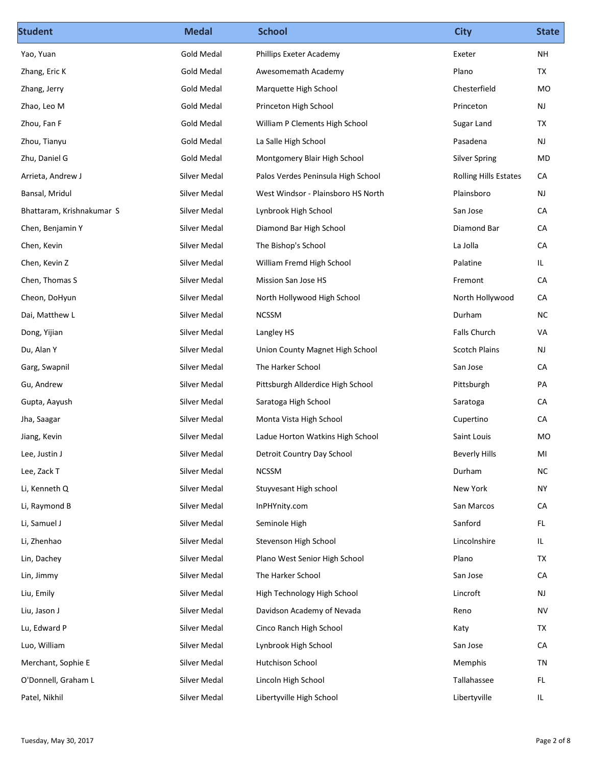| Student | Medal | School | City | State |
| --- | --- | --- | --- | --- |
| Yao, Yuan | Gold Medal | Phillips Exeter Academy | Exeter | NH |
| Zhang, Eric K | Gold Medal | Awesomemath Academy | Plano | TX |
| Zhang, Jerry | Gold Medal | Marquette High School | Chesterfield | MO |
| Zhao, Leo M | Gold Medal | Princeton High School | Princeton | NJ |
| Zhou, Fan F | Gold Medal | William P Clements High School | Sugar Land | TX |
| Zhou, Tianyu | Gold Medal | La Salle High School | Pasadena | NJ |
| Zhu, Daniel G | Gold Medal | Montgomery Blair High School | Silver Spring | MD |
| Arrieta, Andrew J | Silver Medal | Palos Verdes Peninsula High School | Rolling Hills Estates | CA |
| Bansal, Mridul | Silver Medal | West Windsor - Plainsboro HS North | Plainsboro | NJ |
| Bhattaram, Krishnakumar S | Silver Medal | Lynbrook High School | San Jose | CA |
| Chen, Benjamin Y | Silver Medal | Diamond Bar High School | Diamond Bar | CA |
| Chen, Kevin | Silver Medal | The Bishop's School | La Jolla | CA |
| Chen, Kevin Z | Silver Medal | William Fremd High School | Palatine | IL |
| Chen, Thomas S | Silver Medal | Mission San Jose HS | Fremont | CA |
| Cheon, DoHyun | Silver Medal | North Hollywood High School | North Hollywood | CA |
| Dai, Matthew L | Silver Medal | NCSSM | Durham | NC |
| Dong, Yijian | Silver Medal | Langley HS | Falls Church | VA |
| Du, Alan Y | Silver Medal | Union County Magnet High School | Scotch Plains | NJ |
| Garg, Swapnil | Silver Medal | The Harker School | San Jose | CA |
| Gu, Andrew | Silver Medal | Pittsburgh Allderdice High School | Pittsburgh | PA |
| Gupta, Aayush | Silver Medal | Saratoga High School | Saratoga | CA |
| Jha, Saagar | Silver Medal | Monta Vista High School | Cupertino | CA |
| Jiang, Kevin | Silver Medal | Ladue Horton Watkins High School | Saint Louis | MO |
| Lee, Justin J | Silver Medal | Detroit Country Day School | Beverly Hills | MI |
| Lee, Zack T | Silver Medal | NCSSM | Durham | NC |
| Li, Kenneth Q | Silver Medal | Stuyvesant High school | New York | NY |
| Li, Raymond B | Silver Medal | InPHYnity.com | San Marcos | CA |
| Li, Samuel J | Silver Medal | Seminole High | Sanford | FL |
| Li, Zhenhao | Silver Medal | Stevenson High School | Lincolnshire | IL |
| Lin, Dachey | Silver Medal | Plano West Senior High School | Plano | TX |
| Lin, Jimmy | Silver Medal | The Harker School | San Jose | CA |
| Liu, Emily | Silver Medal | High Technology High School | Lincroft | NJ |
| Liu, Jason J | Silver Medal | Davidson Academy of Nevada | Reno | NV |
| Lu, Edward P | Silver Medal | Cinco Ranch High School | Katy | TX |
| Luo, William | Silver Medal | Lynbrook High School | San Jose | CA |
| Merchant, Sophie E | Silver Medal | Hutchison School | Memphis | TN |
| O'Donnell, Graham L | Silver Medal | Lincoln High School | Tallahassee | FL |
| Patel, Nikhil | Silver Medal | Libertyville High School | Libertyville | IL |

Tuesday, May 30, 2017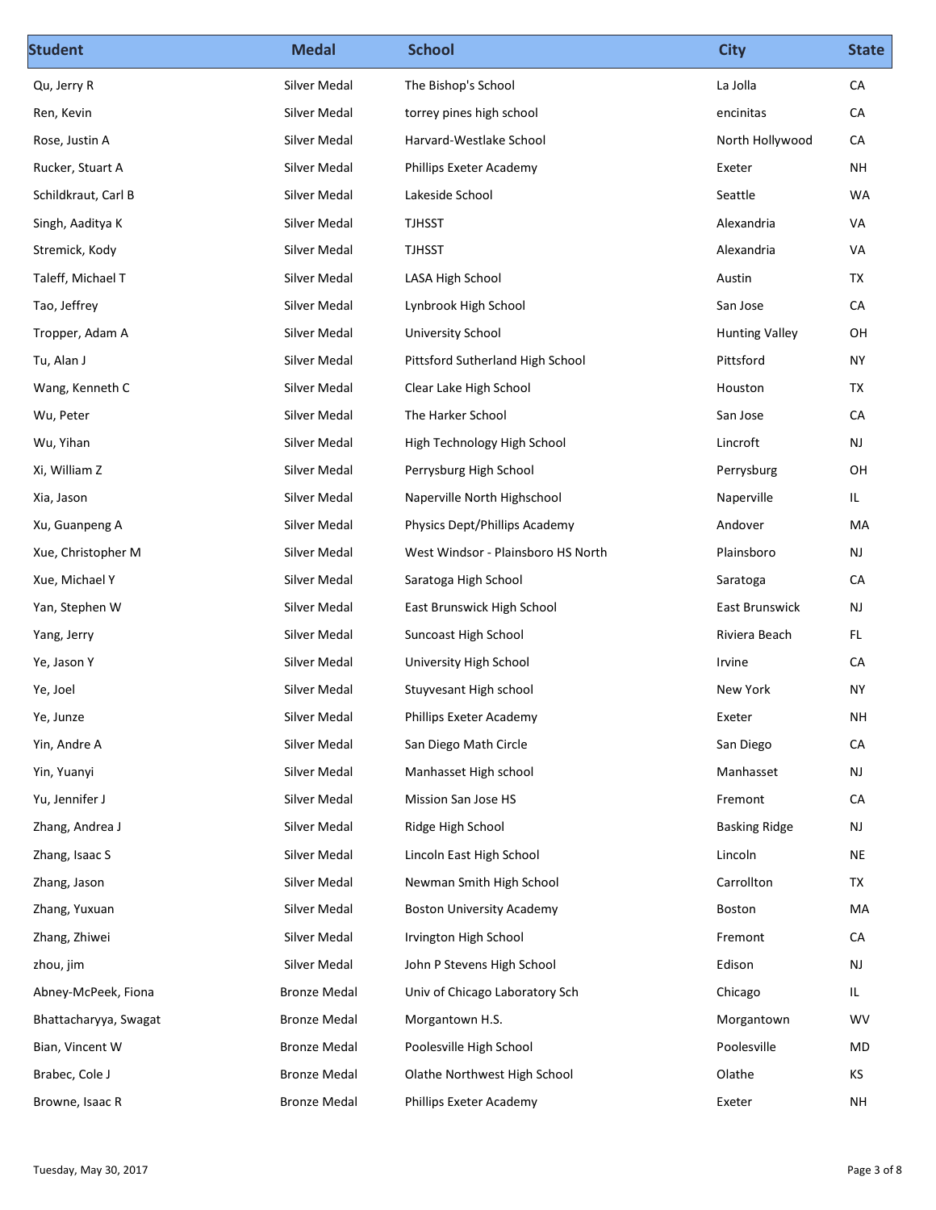| Student | Medal | School | City | State |
| --- | --- | --- | --- | --- |
| Qu, Jerry R | Silver Medal | The Bishop's School | La Jolla | CA |
| Ren, Kevin | Silver Medal | torrey pines high school | encinitas | CA |
| Rose, Justin A | Silver Medal | Harvard-Westlake School | North Hollywood | CA |
| Rucker, Stuart A | Silver Medal | Phillips Exeter Academy | Exeter | NH |
| Schildkraut, Carl B | Silver Medal | Lakeside School | Seattle | WA |
| Singh, Aaditya K | Silver Medal | TJHSST | Alexandria | VA |
| Stremick, Kody | Silver Medal | TJHSST | Alexandria | VA |
| Taleff, Michael T | Silver Medal | LASA High School | Austin | TX |
| Tao, Jeffrey | Silver Medal | Lynbrook High School | San Jose | CA |
| Tropper, Adam A | Silver Medal | University School | Hunting Valley | OH |
| Tu, Alan J | Silver Medal | Pittsford Sutherland High School | Pittsford | NY |
| Wang, Kenneth C | Silver Medal | Clear Lake High School | Houston | TX |
| Wu, Peter | Silver Medal | The Harker School | San Jose | CA |
| Wu, Yihan | Silver Medal | High Technology High School | Lincroft | NJ |
| Xi, William Z | Silver Medal | Perrysburg High School | Perrysburg | OH |
| Xia, Jason | Silver Medal | Naperville North Highschool | Naperville | IL |
| Xu, Guanpeng A | Silver Medal | Physics Dept/Phillips Academy | Andover | MA |
| Xue, Christopher M | Silver Medal | West Windsor - Plainsboro HS North | Plainsboro | NJ |
| Xue, Michael Y | Silver Medal | Saratoga High School | Saratoga | CA |
| Yan, Stephen W | Silver Medal | East Brunswick High School | East Brunswick | NJ |
| Yang, Jerry | Silver Medal | Suncoast High School | Riviera Beach | FL |
| Ye, Jason Y | Silver Medal | University High School | Irvine | CA |
| Ye, Joel | Silver Medal | Stuyvesant High school | New York | NY |
| Ye, Junze | Silver Medal | Phillips Exeter Academy | Exeter | NH |
| Yin, Andre A | Silver Medal | San Diego Math Circle | San Diego | CA |
| Yin, Yuanyi | Silver Medal | Manhasset High school | Manhasset | NJ |
| Yu, Jennifer J | Silver Medal | Mission San Jose HS | Fremont | CA |
| Zhang, Andrea J | Silver Medal | Ridge High School | Basking Ridge | NJ |
| Zhang, Isaac S | Silver Medal | Lincoln East High School | Lincoln | NE |
| Zhang, Jason | Silver Medal | Newman Smith High School | Carrollton | TX |
| Zhang, Yuxuan | Silver Medal | Boston University Academy | Boston | MA |
| Zhang, Zhiwei | Silver Medal | Irvington High School | Fremont | CA |
| zhou, jim | Silver Medal | John P Stevens High School | Edison | NJ |
| Abney-McPeek, Fiona | Bronze Medal | Univ of Chicago Laboratory Sch | Chicago | IL |
| Bhattacharyya, Swagat | Bronze Medal | Morgantown H.S. | Morgantown | WV |
| Bian, Vincent W | Bronze Medal | Poolesville High School | Poolesville | MD |
| Brabec, Cole J | Bronze Medal | Olathe Northwest High School | Olathe | KS |
| Browne, Isaac R | Bronze Medal | Phillips Exeter Academy | Exeter | NH |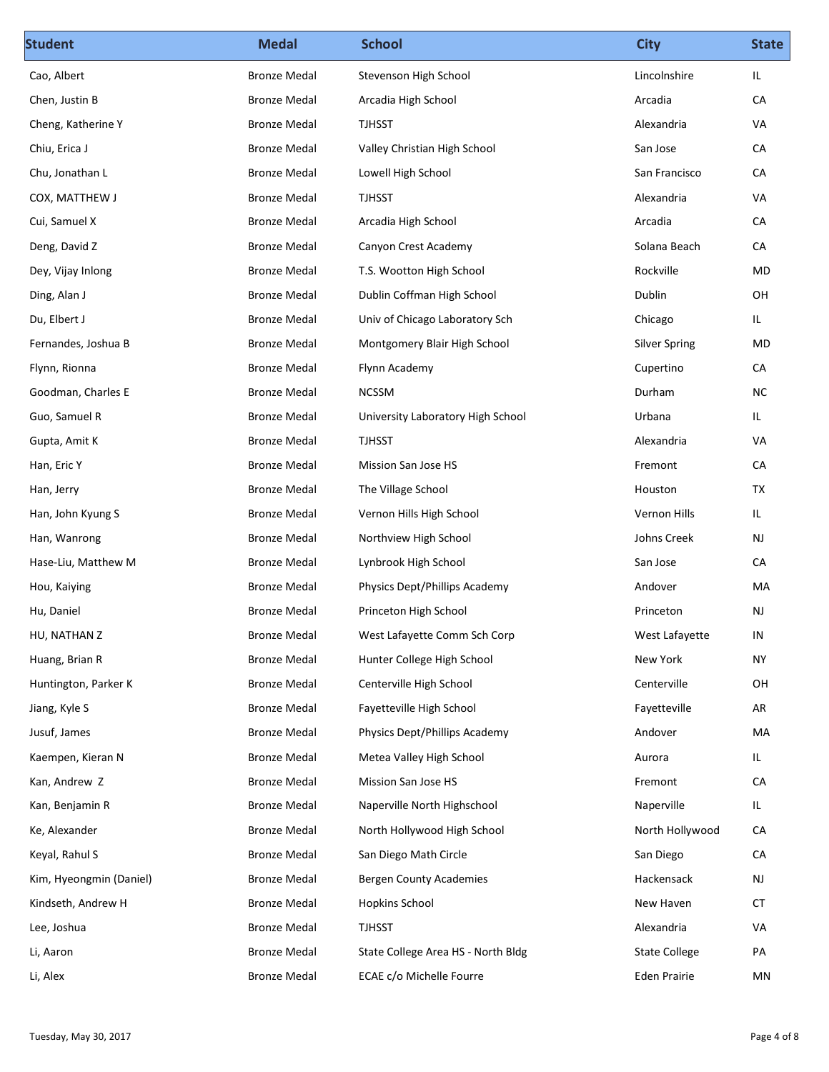| Student | Medal | School | City | State |
|---|---|---|---|---|
| Cao, Albert | Bronze Medal | Stevenson High School | Lincolnshire | IL |
| Chen, Justin B | Bronze Medal | Arcadia High School | Arcadia | CA |
| Cheng, Katherine Y | Bronze Medal | TJHSST | Alexandria | VA |
| Chiu, Erica J | Bronze Medal | Valley Christian High School | San Jose | CA |
| Chu, Jonathan L | Bronze Medal | Lowell High School | San Francisco | CA |
| COX, MATTHEW J | Bronze Medal | TJHSST | Alexandria | VA |
| Cui, Samuel X | Bronze Medal | Arcadia High School | Arcadia | CA |
| Deng, David Z | Bronze Medal | Canyon Crest Academy | Solana Beach | CA |
| Dey, Vijay Inlong | Bronze Medal | T.S. Wootton High School | Rockville | MD |
| Ding, Alan J | Bronze Medal | Dublin Coffman High School | Dublin | OH |
| Du, Elbert J | Bronze Medal | Univ of Chicago Laboratory Sch | Chicago | IL |
| Fernandes, Joshua B | Bronze Medal | Montgomery Blair High School | Silver Spring | MD |
| Flynn, Rionna | Bronze Medal | Flynn Academy | Cupertino | CA |
| Goodman, Charles E | Bronze Medal | NCSSM | Durham | NC |
| Guo, Samuel R | Bronze Medal | University Laboratory High School | Urbana | IL |
| Gupta, Amit K | Bronze Medal | TJHSST | Alexandria | VA |
| Han, Eric Y | Bronze Medal | Mission San Jose HS | Fremont | CA |
| Han, Jerry | Bronze Medal | The Village School | Houston | TX |
| Han, John Kyung S | Bronze Medal | Vernon Hills High School | Vernon Hills | IL |
| Han, Wanrong | Bronze Medal | Northview High School | Johns Creek | NJ |
| Hase-Liu, Matthew M | Bronze Medal | Lynbrook High School | San Jose | CA |
| Hou, Kaiying | Bronze Medal | Physics Dept/Phillips Academy | Andover | MA |
| Hu, Daniel | Bronze Medal | Princeton High School | Princeton | NJ |
| HU, NATHAN Z | Bronze Medal | West Lafayette Comm Sch Corp | West Lafayette | IN |
| Huang, Brian R | Bronze Medal | Hunter College High School | New York | NY |
| Huntington, Parker K | Bronze Medal | Centerville High School | Centerville | OH |
| Jiang, Kyle S | Bronze Medal | Fayetteville High School | Fayetteville | AR |
| Jusuf, James | Bronze Medal | Physics Dept/Phillips Academy | Andover | MA |
| Kaempen, Kieran N | Bronze Medal | Metea Valley High School | Aurora | IL |
| Kan, Andrew Z | Bronze Medal | Mission San Jose HS | Fremont | CA |
| Kan, Benjamin R | Bronze Medal | Naperville North Highschool | Naperville | IL |
| Ke, Alexander | Bronze Medal | North Hollywood High School | North Hollywood | CA |
| Keyal, Rahul S | Bronze Medal | San Diego Math Circle | San Diego | CA |
| Kim, Hyeongmin (Daniel) | Bronze Medal | Bergen County Academies | Hackensack | NJ |
| Kindseth, Andrew H | Bronze Medal | Hopkins School | New Haven | CT |
| Lee, Joshua | Bronze Medal | TJHSST | Alexandria | VA |
| Li, Aaron | Bronze Medal | State College Area HS - North Bldg | State College | PA |
| Li, Alex | Bronze Medal | ECAE c/o Michelle Fourre | Eden Prairie | MN |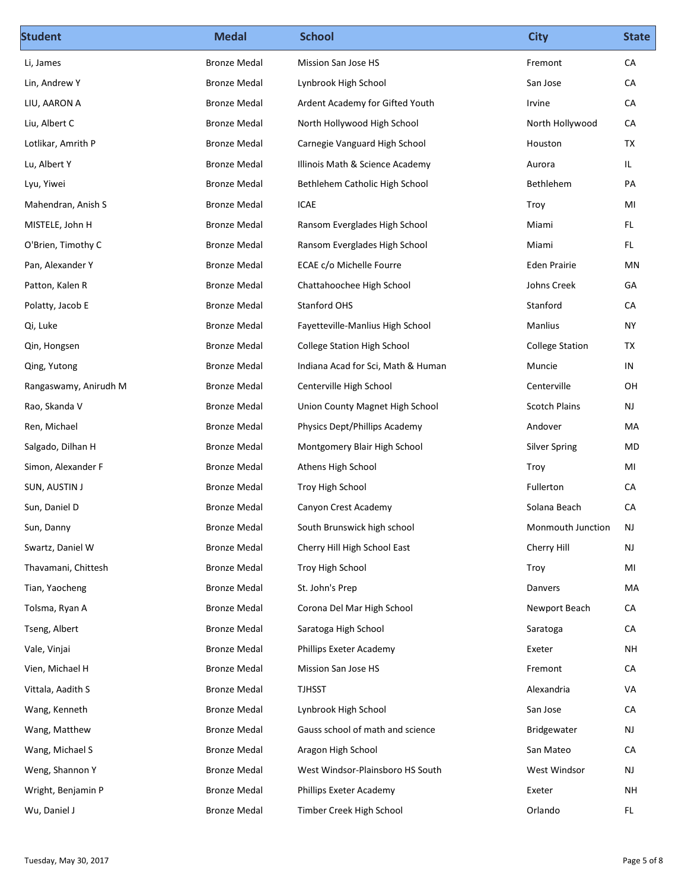| Student | Medal | School | City | State |
| --- | --- | --- | --- | --- |
| Li, James | Bronze Medal | Mission San Jose HS | Fremont | CA |
| Lin, Andrew Y | Bronze Medal | Lynbrook High School | San Jose | CA |
| LIU, AARON A | Bronze Medal | Ardent Academy for Gifted Youth | Irvine | CA |
| Liu, Albert C | Bronze Medal | North Hollywood High School | North Hollywood | CA |
| Lotlikar, Amrith P | Bronze Medal | Carnegie Vanguard High School | Houston | TX |
| Lu, Albert Y | Bronze Medal | Illinois Math & Science Academy | Aurora | IL |
| Lyu, Yiwei | Bronze Medal | Bethlehem Catholic High School | Bethlehem | PA |
| Mahendran, Anish S | Bronze Medal | ICAE | Troy | MI |
| MISTELE, John H | Bronze Medal | Ransom Everglades High School | Miami | FL |
| O'Brien, Timothy C | Bronze Medal | Ransom Everglades High School | Miami | FL |
| Pan, Alexander Y | Bronze Medal | ECAE c/o Michelle Fourre | Eden Prairie | MN |
| Patton, Kalen R | Bronze Medal | Chattahoochee High School | Johns Creek | GA |
| Polatty, Jacob E | Bronze Medal | Stanford OHS | Stanford | CA |
| Qi, Luke | Bronze Medal | Fayetteville-Manlius High School | Manlius | NY |
| Qin, Hongsen | Bronze Medal | College Station High School | College Station | TX |
| Qing, Yutong | Bronze Medal | Indiana Acad for Sci, Math & Human | Muncie | IN |
| Rangaswamy, Anirudh M | Bronze Medal | Centerville High School | Centerville | OH |
| Rao, Skanda V | Bronze Medal | Union County Magnet High School | Scotch Plains | NJ |
| Ren, Michael | Bronze Medal | Physics Dept/Phillips Academy | Andover | MA |
| Salgado, Dilhan H | Bronze Medal | Montgomery Blair High School | Silver Spring | MD |
| Simon, Alexander F | Bronze Medal | Athens High School | Troy | MI |
| SUN, AUSTIN J | Bronze Medal | Troy High School | Fullerton | CA |
| Sun, Daniel D | Bronze Medal | Canyon Crest Academy | Solana Beach | CA |
| Sun, Danny | Bronze Medal | South Brunswick high school | Monmouth Junction | NJ |
| Swartz, Daniel W | Bronze Medal | Cherry Hill High School East | Cherry Hill | NJ |
| Thavamani, Chittesh | Bronze Medal | Troy High School | Troy | MI |
| Tian, Yaocheng | Bronze Medal | St. John's Prep | Danvers | MA |
| Tolsma, Ryan A | Bronze Medal | Corona Del Mar High School | Newport Beach | CA |
| Tseng, Albert | Bronze Medal | Saratoga High School | Saratoga | CA |
| Vale, Vinjai | Bronze Medal | Phillips Exeter Academy | Exeter | NH |
| Vien, Michael H | Bronze Medal | Mission San Jose HS | Fremont | CA |
| Vittala, Aadith S | Bronze Medal | TJHSST | Alexandria | VA |
| Wang, Kenneth | Bronze Medal | Lynbrook High School | San Jose | CA |
| Wang, Matthew | Bronze Medal | Gauss school of math and science | Bridgewater | NJ |
| Wang, Michael S | Bronze Medal | Aragon High School | San Mateo | CA |
| Weng, Shannon Y | Bronze Medal | West Windsor-Plainsboro HS South | West Windsor | NJ |
| Wright, Benjamin P | Bronze Medal | Phillips Exeter Academy | Exeter | NH |
| Wu, Daniel J | Bronze Medal | Timber Creek High School | Orlando | FL |

Tuesday, May 30, 2017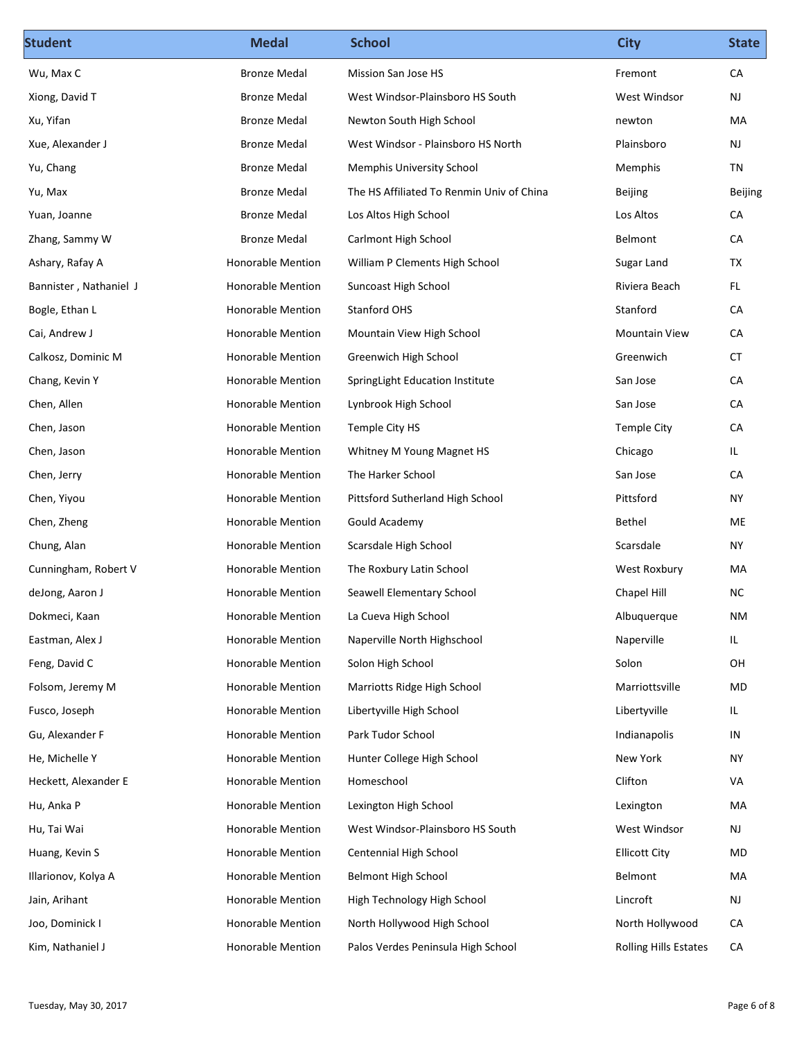| Student | Medal | School | City | State |
|---|---|---|---|---|
| Wu, Max C | Bronze Medal | Mission San Jose HS | Fremont | CA |
| Xiong, David T | Bronze Medal | West Windsor-Plainsboro HS South | West Windsor | NJ |
| Xu, Yifan | Bronze Medal | Newton South High School | newton | MA |
| Xue, Alexander J | Bronze Medal | West Windsor - Plainsboro HS North | Plainsboro | NJ |
| Yu, Chang | Bronze Medal | Memphis University School | Memphis | TN |
| Yu, Max | Bronze Medal | The HS Affiliated To Renmin Univ of China | Beijing | Beijing |
| Yuan, Joanne | Bronze Medal | Los Altos High School | Los Altos | CA |
| Zhang, Sammy W | Bronze Medal | Carlmont High School | Belmont | CA |
| Ashary, Rafay A | Honorable Mention | William P Clements High School | Sugar Land | TX |
| Bannister , Nathaniel J | Honorable Mention | Suncoast High School | Riviera Beach | FL |
| Bogle, Ethan L | Honorable Mention | Stanford OHS | Stanford | CA |
| Cai, Andrew J | Honorable Mention | Mountain View High School | Mountain View | CA |
| Calkosz, Dominic M | Honorable Mention | Greenwich High School | Greenwich | CT |
| Chang, Kevin Y | Honorable Mention | SpringLight Education Institute | San Jose | CA |
| Chen, Allen | Honorable Mention | Lynbrook High School | San Jose | CA |
| Chen, Jason | Honorable Mention | Temple City HS | Temple City | CA |
| Chen, Jason | Honorable Mention | Whitney M Young Magnet HS | Chicago | IL |
| Chen, Jerry | Honorable Mention | The Harker School | San Jose | CA |
| Chen, Yiyou | Honorable Mention | Pittsford Sutherland High School | Pittsford | NY |
| Chen, Zheng | Honorable Mention | Gould Academy | Bethel | ME |
| Chung, Alan | Honorable Mention | Scarsdale High School | Scarsdale | NY |
| Cunningham, Robert V | Honorable Mention | The Roxbury Latin School | West Roxbury | MA |
| deJong, Aaron J | Honorable Mention | Seawell Elementary School | Chapel Hill | NC |
| Dokmeci, Kaan | Honorable Mention | La Cueva High School | Albuquerque | NM |
| Eastman, Alex J | Honorable Mention | Naperville North Highschool | Naperville | IL |
| Feng, David C | Honorable Mention | Solon High School | Solon | OH |
| Folsom, Jeremy M | Honorable Mention | Marriotts Ridge High School | Marriottsville | MD |
| Fusco, Joseph | Honorable Mention | Libertyville High School | Libertyville | IL |
| Gu, Alexander F | Honorable Mention | Park Tudor School | Indianapolis | IN |
| He, Michelle Y | Honorable Mention | Hunter College High School | New York | NY |
| Heckett, Alexander E | Honorable Mention | Homeschool | Clifton | VA |
| Hu, Anka P | Honorable Mention | Lexington High School | Lexington | MA |
| Hu, Tai Wai | Honorable Mention | West Windsor-Plainsboro HS South | West Windsor | NJ |
| Huang, Kevin S | Honorable Mention | Centennial High School | Ellicott City | MD |
| Illarionov, Kolya A | Honorable Mention | Belmont High School | Belmont | MA |
| Jain, Arihant | Honorable Mention | High Technology High School | Lincroft | NJ |
| Joo, Dominick I | Honorable Mention | North Hollywood High School | North Hollywood | CA |
| Kim, Nathaniel J | Honorable Mention | Palos Verdes Peninsula High School | Rolling Hills Estates | CA |

Tuesday, May 30, 2017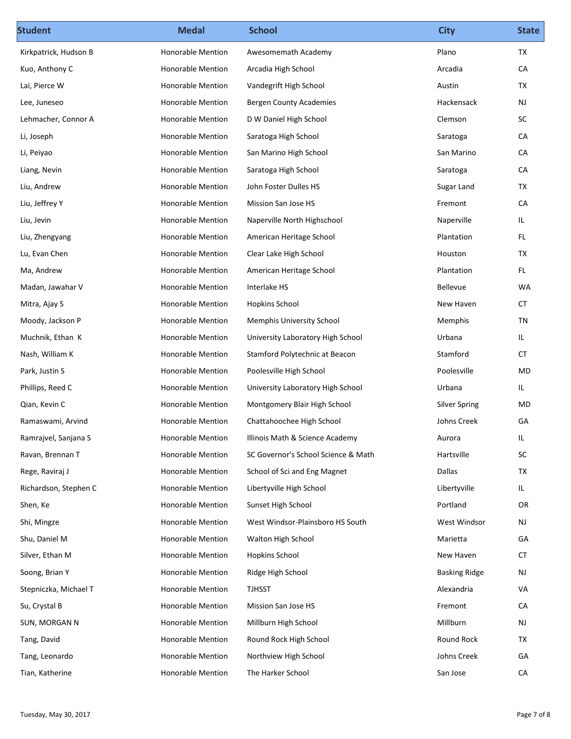| Student | Medal | School | City | State |
|---|---|---|---|---|
| Kirkpatrick, Hudson B | Honorable Mention | Awesomemath Academy | Plano | TX |
| Kuo, Anthony C | Honorable Mention | Arcadia High School | Arcadia | CA |
| Lai, Pierce W | Honorable Mention | Vandegrift High School | Austin | TX |
| Lee, Juneseo | Honorable Mention | Bergen County Academies | Hackensack | NJ |
| Lehmacher, Connor A | Honorable Mention | D W Daniel High School | Clemson | SC |
| Li, Joseph | Honorable Mention | Saratoga High School | Saratoga | CA |
| Li, Peiyao | Honorable Mention | San Marino High School | San Marino | CA |
| Liang, Nevin | Honorable Mention | Saratoga High School | Saratoga | CA |
| Liu, Andrew | Honorable Mention | John Foster Dulles HS | Sugar Land | TX |
| Liu, Jeffrey Y | Honorable Mention | Mission San Jose HS | Fremont | CA |
| Liu, Jevin | Honorable Mention | Naperville North Highschool | Naperville | IL |
| Liu, Zhengyang | Honorable Mention | American Heritage School | Plantation | FL |
| Lu, Evan Chen | Honorable Mention | Clear Lake High School | Houston | TX |
| Ma, Andrew | Honorable Mention | American Heritage School | Plantation | FL |
| Madan, Jawahar V | Honorable Mention | Interlake HS | Bellevue | WA |
| Mitra, Ajay S | Honorable Mention | Hopkins School | New Haven | CT |
| Moody, Jackson P | Honorable Mention | Memphis University School | Memphis | TN |
| Muchnik, Ethan K | Honorable Mention | University Laboratory High School | Urbana | IL |
| Nash, William K | Honorable Mention | Stamford Polytechnic at Beacon | Stamford | CT |
| Park, Justin S | Honorable Mention | Poolesville High School | Poolesville | MD |
| Phillips, Reed C | Honorable Mention | University Laboratory High School | Urbana | IL |
| Qian, Kevin C | Honorable Mention | Montgomery Blair High School | Silver Spring | MD |
| Ramaswami, Arvind | Honorable Mention | Chattahoochee High School | Johns Creek | GA |
| Ramrajvel, Sanjana S | Honorable Mention | Illinois Math & Science Academy | Aurora | IL |
| Ravan, Brennan T | Honorable Mention | SC Governor's School Science & Math | Hartsville | SC |
| Rege, Raviraj J | Honorable Mention | School of Sci and Eng Magnet | Dallas | TX |
| Richardson, Stephen C | Honorable Mention | Libertyville High School | Libertyville | IL |
| Shen, Ke | Honorable Mention | Sunset High School | Portland | OR |
| Shi, Mingze | Honorable Mention | West Windsor-Plainsboro HS South | West Windsor | NJ |
| Shu, Daniel M | Honorable Mention | Walton High School | Marietta | GA |
| Silver, Ethan M | Honorable Mention | Hopkins School | New Haven | CT |
| Soong, Brian Y | Honorable Mention | Ridge High School | Basking Ridge | NJ |
| Stepniczka, Michael T | Honorable Mention | TJHSST | Alexandria | VA |
| Su, Crystal B | Honorable Mention | Mission San Jose HS | Fremont | CA |
| SUN, MORGAN N | Honorable Mention | Millburn High School | Millburn | NJ |
| Tang, David | Honorable Mention | Round Rock High School | Round Rock | TX |
| Tang, Leonardo | Honorable Mention | Northview High School | Johns Creek | GA |
| Tian, Katherine | Honorable Mention | The Harker School | San Jose | CA |

Tuesday, May 30, 2017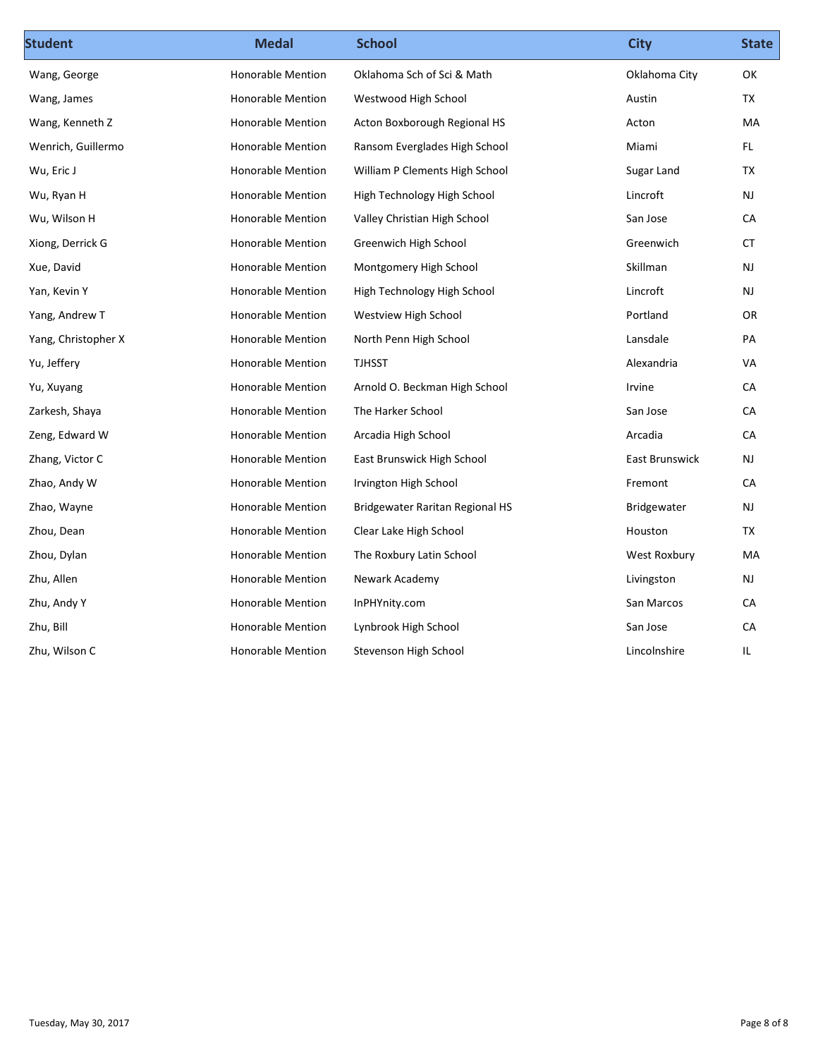| Student | Medal | School | City | State |
|---|---|---|---|---|
| Wang, George | Honorable Mention | Oklahoma Sch of Sci & Math | Oklahoma City | OK |
| Wang, James | Honorable Mention | Westwood High School | Austin | TX |
| Wang, Kenneth Z | Honorable Mention | Acton Boxborough Regional HS | Acton | MA |
| Wenrich, Guillermo | Honorable Mention | Ransom Everglades High School | Miami | FL |
| Wu, Eric J | Honorable Mention | William P Clements High School | Sugar Land | TX |
| Wu, Ryan H | Honorable Mention | High Technology High School | Lincroft | NJ |
| Wu, Wilson H | Honorable Mention | Valley Christian High School | San Jose | CA |
| Xiong, Derrick G | Honorable Mention | Greenwich High School | Greenwich | CT |
| Xue, David | Honorable Mention | Montgomery High School | Skillman | NJ |
| Yan, Kevin Y | Honorable Mention | High Technology High School | Lincroft | NJ |
| Yang, Andrew T | Honorable Mention | Westview High School | Portland | OR |
| Yang, Christopher X | Honorable Mention | North Penn High School | Lansdale | PA |
| Yu, Jeffery | Honorable Mention | TJHSST | Alexandria | VA |
| Yu, Xuyang | Honorable Mention | Arnold O. Beckman High School | Irvine | CA |
| Zarkesh, Shaya | Honorable Mention | The Harker School | San Jose | CA |
| Zeng, Edward W | Honorable Mention | Arcadia High School | Arcadia | CA |
| Zhang, Victor C | Honorable Mention | East Brunswick High School | East Brunswick | NJ |
| Zhao, Andy W | Honorable Mention | Irvington High School | Fremont | CA |
| Zhao, Wayne | Honorable Mention | Bridgewater Raritan Regional HS | Bridgewater | NJ |
| Zhou, Dean | Honorable Mention | Clear Lake High School | Houston | TX |
| Zhou, Dylan | Honorable Mention | The Roxbury Latin School | West Roxbury | MA |
| Zhu, Allen | Honorable Mention | Newark Academy | Livingston | NJ |
| Zhu, Andy Y | Honorable Mention | InPHYnity.com | San Marcos | CA |
| Zhu, Bill | Honorable Mention | Lynbrook High School | San Jose | CA |
| Zhu, Wilson C | Honorable Mention | Stevenson High School | Lincolnshire | IL |

Tuesday, May 30, 2017